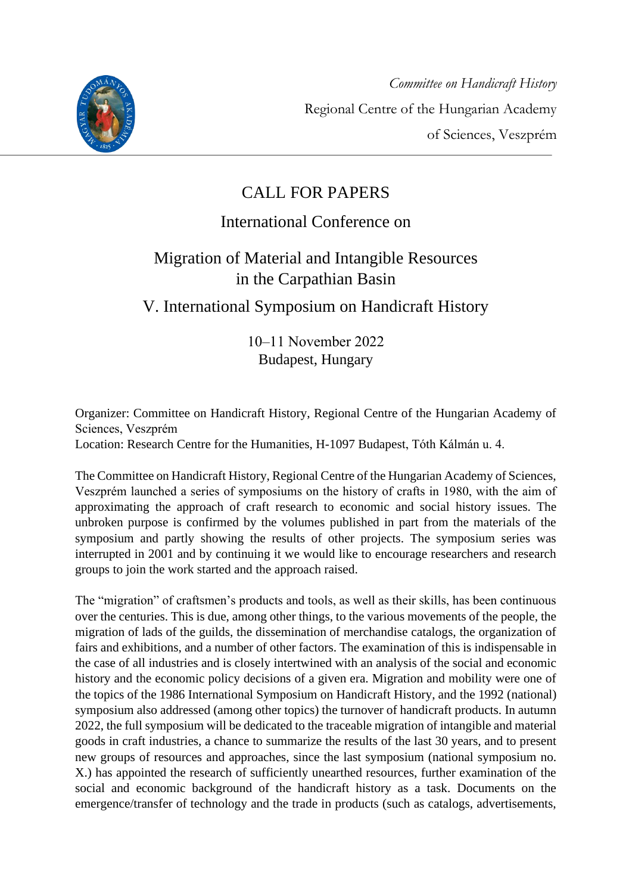*Committee on Handicraft History*
Regional Centre of the Hungarian Academy of Sciences, Veszprém

# CALL FOR PAPERS

## International Conference on

# Migration of Material and Intangible Resources in the Carpathian Basin

## V. International Symposium on Handicraft History

10–11 November 2022
Budapest, Hungary

Organizer: Committee on Handicraft History, Regional Centre of the Hungarian Academy of Sciences, Veszprém
Location: Research Centre for the Humanities, H-1097 Budapest, Tóth Kálmán u. 4.

The Committee on Handicraft History, Regional Centre of the Hungarian Academy of Sciences, Veszprém launched a series of symposiums on the history of crafts in 1980, with the aim of approximating the approach of craft research to economic and social history issues. The unbroken purpose is confirmed by the volumes published in part from the materials of the symposium and partly showing the results of other projects. The symposium series was interrupted in 2001 and by continuing it we would like to encourage researchers and research groups to join the work started and the approach raised.

The "migration" of craftsmen's products and tools, as well as their skills, has been continuous over the centuries. This is due, among other things, to the various movements of the people, the migration of lads of the guilds, the dissemination of merchandise catalogs, the organization of fairs and exhibitions, and a number of other factors. The examination of this is indispensable in the case of all industries and is closely intertwined with an analysis of the social and economic history and the economic policy decisions of a given era. Migration and mobility were one of the topics of the 1986 International Symposium on Handicraft History, and the 1992 (national) symposium also addressed (among other topics) the turnover of handicraft products. In autumn 2022, the full symposium will be dedicated to the traceable migration of intangible and material goods in craft industries, a chance to summarize the results of the last 30 years, and to present new groups of resources and approaches, since the last symposium (national symposium no. X.) has appointed the research of sufficiently unearthed resources, further examination of the social and economic background of the handicraft history as a task. Documents on the emergence/transfer of technology and the trade in products (such as catalogs, advertisements,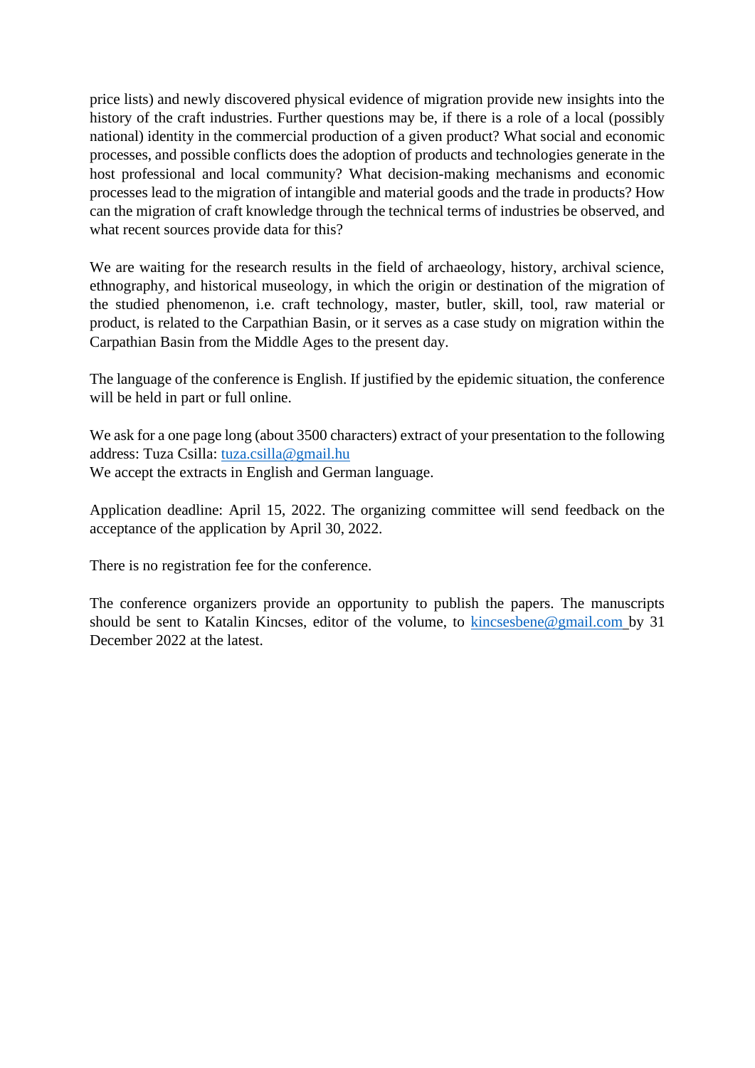price lists) and newly discovered physical evidence of migration provide new insights into the history of the craft industries. Further questions may be, if there is a role of a local (possibly national) identity in the commercial production of a given product? What social and economic processes, and possible conflicts does the adoption of products and technologies generate in the host professional and local community? What decision-making mechanisms and economic processes lead to the migration of intangible and material goods and the trade in products? How can the migration of craft knowledge through the technical terms of industries be observed, and what recent sources provide data for this?

We are waiting for the research results in the field of archaeology, history, archival science, ethnography, and historical museology, in which the origin or destination of the migration of the studied phenomenon, i.e. craft technology, master, butler, skill, tool, raw material or product, is related to the Carpathian Basin, or it serves as a case study on migration within the Carpathian Basin from the Middle Ages to the present day.

The language of the conference is English. If justified by the epidemic situation, the conference will be held in part or full online.

We ask for a one page long (about 3500 characters) extract of your presentation to the following address: Tuza Csilla: tuza.csilla@gmail.hu
We accept the extracts in English and German language.

Application deadline: April 15, 2022. The organizing committee will send feedback on the acceptance of the application by April 30, 2022.

There is no registration fee for the conference.

The conference organizers provide an opportunity to publish the papers. The manuscripts should be sent to Katalin Kincses, editor of the volume, to kincsesbene@gmail.com by 31 December 2022 at the latest.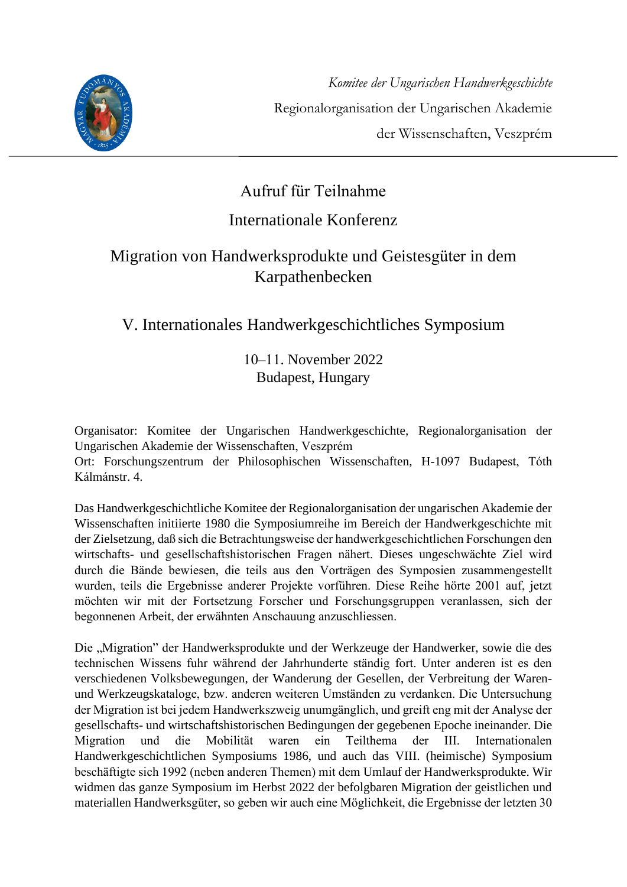*Komitee der Ungarischen Handwerkgeschichte*

Regionalorganisation der Ungarischen Akademie der Wissenschaften, Veszprém

# Aufruf für Teilnahme

## Internationale Konferenz

## Migration von Handwerksprodukte und Geistesgüter in dem Karpathenbecken

## V. Internationales Handwerkgeschichtliches Symposium

10–11. November 2022
Budapest, Hungary

Organisator: Komitee der Ungarischen Handwerkgeschichte, Regionalorganisation der Ungarischen Akademie der Wissenschaften, Veszprém
Ort: Forschungszentrum der Philosophischen Wissenschaften, H-1097 Budapest, Tóth Kálmánstr. 4.

Das Handwerkgeschichtliche Komitee der Regionalorganisation der ungarischen Akademie der Wissenschaften initiierte 1980 die Symposiumreihe im Bereich der Handwerkgeschichte mit der Zielsetzung, daß sich die Betrachtungsweise der handwerkgeschichtlichen Forschungen den wirtschafts- und gesellschaftshistorischen Fragen nähert. Dieses ungeschwächte Ziel wird durch die Bände bewiesen, die teils aus den Vorträgen des Symposien zusammengestellt wurden, teils die Ergebnisse anderer Projekte vorführen. Diese Reihe hörte 2001 auf, jetzt möchten wir mit der Fortsetzung Forscher und Forschungsgruppen veranlassen, sich der begonnenen Arbeit, der erwähnten Anschauung anzuschliessen.

Die „Migration" der Handwerksprodukte und der Werkzeuge der Handwerker, sowie die des technischen Wissens fuhr während der Jahrhunderte ständig fort. Unter anderen ist es den verschiedenen Volksbewegungen, der Wanderung der Gesellen, der Verbreitung der Waren- und Werkzeugskataloge, bzw. anderen weiteren Umständen zu verdanken. Die Untersuchung der Migration ist bei jedem Handwerkszweig unumgänglich, und greift eng mit der Analyse der gesellschafts- und wirtschaftshistorischen Bedingungen der gegebenen Epoche ineinander. Die Migration und die Mobilität waren ein Teilthema der III. Internationalen Handwerkgeschichtlichen Symposiums 1986, und auch das VIII. (heimische) Symposium beschäftigte sich 1992 (neben anderen Themen) mit dem Umlauf der Handwerksprodukte. Wir widmen das ganze Symposium im Herbst 2022 der befolgbaren Migration der geistlichen und materiallen Handwerksgüter, so geben wir auch eine Möglichkeit, die Ergebnisse der letzten 30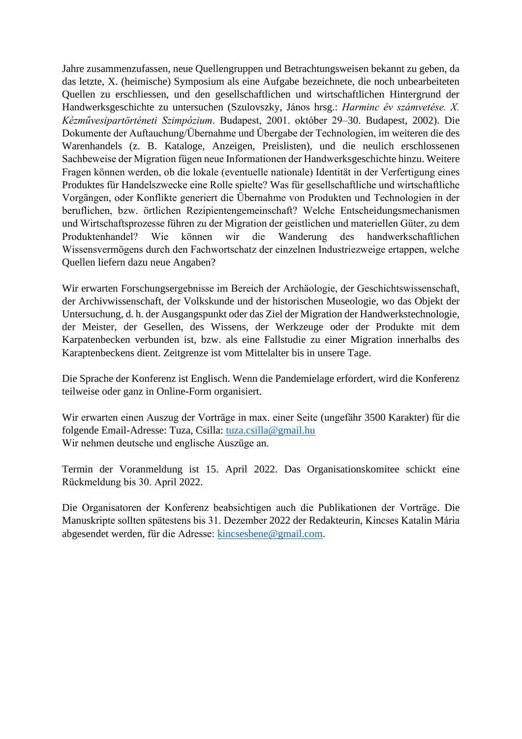Jahre zusammenzufassen, neue Quellengruppen und Betrachtungsweisen bekannt zu geben, da das letzte, X. (heimische) Symposium als eine Aufgabe bezeichnete, die noch unbearbeiteten Quellen zu erschliessen, und den gesellschaftlichen und wirtschaftlichen Hintergrund der Handwerksgeschichte zu untersuchen (Szulovszky, János hrsg.: *Harminc év számvetése. X. Kézművesipartörténeti Szimpózium*. Budapest, 2001. október 29–30. Budapest, 2002). Die Dokumente der Auftauchung/Übernahme und Übergabe der Technologien, im weiteren die des Warenhandels (z. B. Kataloge, Anzeigen, Preislisten), und die neulich erschlossenen Sachbeweise der Migration fügen neue Informationen der Handwerksgeschichte hinzu. Weitere Fragen können werden, ob die lokale (eventuelle nationale) Identität in der Verfertigung eines Produktes für Handelszwecke eine Rolle spielte? Was für gesellschaftliche und wirtschaftliche Vorgängen, oder Konflikte generiert die Übernahme von Produkten und Technologien in der beruflichen, bzw. örtlichen Rezipientengemeinschaft? Welche Entscheidungsmechanismen und Wirtschaftsprozesse führen zu der Migration der geistlichen und materiellen Güter, zu dem Produktenhandel? Wie können wir die Wanderung des handwerkschaftlichen Wissensvermögens durch den Fachwortschatz der einzelnen Industriezweige ertappen, welche Quellen liefern dazu neue Angaben?

Wir erwarten Forschungsergebnisse im Bereich der Archäologie, der Geschichtswissenschaft, der Archivwissenschaft, der Volkskunde und der historischen Museologie, wo das Objekt der Untersuchung, d. h. der Ausgangspunkt oder das Ziel der Migration der Handwerkstechnologie, der Meister, der Gesellen, des Wissens, der Werkzeuge oder der Produkte mit dem Karpatenbecken verbunden ist, bzw. als eine Fallstudie zu einer Migration innerhalbs des Karaptenbeckens dient. Zeitgrenze ist vom Mittelalter bis in unsere Tage.

Die Sprache der Konferenz ist Englisch. Wenn die Pandemielage erfordert, wird die Konferenz teilweise oder ganz in Online-Form organisiert.

Wir erwarten einen Auszug der Vorträge in max. einer Seite (ungefähr 3500 Karakter) für die folgende Email-Adresse: Tuza, Csilla: tuza.csilla@gmail.hu
Wir nehmen deutsche und englische Auszüge an.

Termin der Voranmeldung ist 15. April 2022. Das Organisationskomitee schickt eine Rückmeldung bis 30. April 2022.

Die Organisatoren der Konferenz beabsichtigen auch die Publikationen der Vorträge. Die Manuskripte sollten spätestens bis 31. Dezember 2022 der Redakteurin, Kincses Katalin Mária abgesendet werden, für die Adresse: kincsesbene@gmail.com.